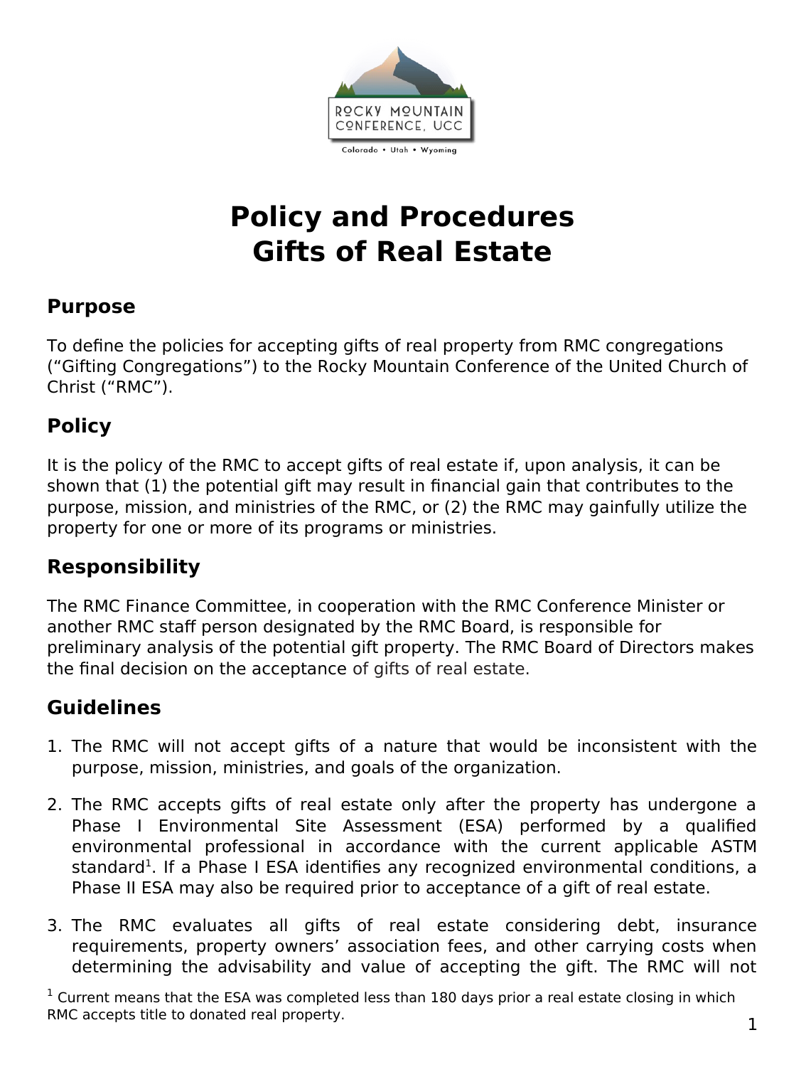# Policy and Procedures
# Gifts of Real Estate

## Purpose

To define the policies for accepting gifts of real property from RMC congregations ("Gifting Congregations") to the Rocky Mountain Conference of the United Church of Christ ("RMC").

## Policy

It is the policy of the RMC to accept gifts of real estate if, upon analysis, it can be shown that (1) the potential gift may result in financial gain that contributes to the purpose, mission, and ministries of the RMC, or (2) the RMC may gainfully utilize the property for one or more of its programs or ministries.

## Responsibility

The RMC Finance Committee, in cooperation with the RMC Conference Minister or another RMC staff person designated by the RMC Board, is responsible for preliminary analysis of the potential gift property. The RMC Board of Directors makes the final decision on the acceptance of gifts of real estate.

## Guidelines

1. The RMC will not accept gifts of a nature that would be inconsistent with the purpose, mission, ministries, and goals of the organization.

2. The RMC accepts gifts of real estate only after the property has undergone a Phase I Environmental Site Assessment (ESA) performed by a qualified environmental professional in accordance with the current applicable ASTM standard[1]. If a Phase I ESA identifies any recognized environmental conditions, a Phase II ESA may also be required prior to acceptance of a gift of real estate.

3. The RMC evaluates all gifts of real estate considering debt, insurance requirements, property owners' association fees, and other carrying costs when determining the advisability and value of accepting the gift. The RMC will not

[1] Current means that the ESA was completed less than 180 days prior a real estate closing in which RMC accepts title to donated real property.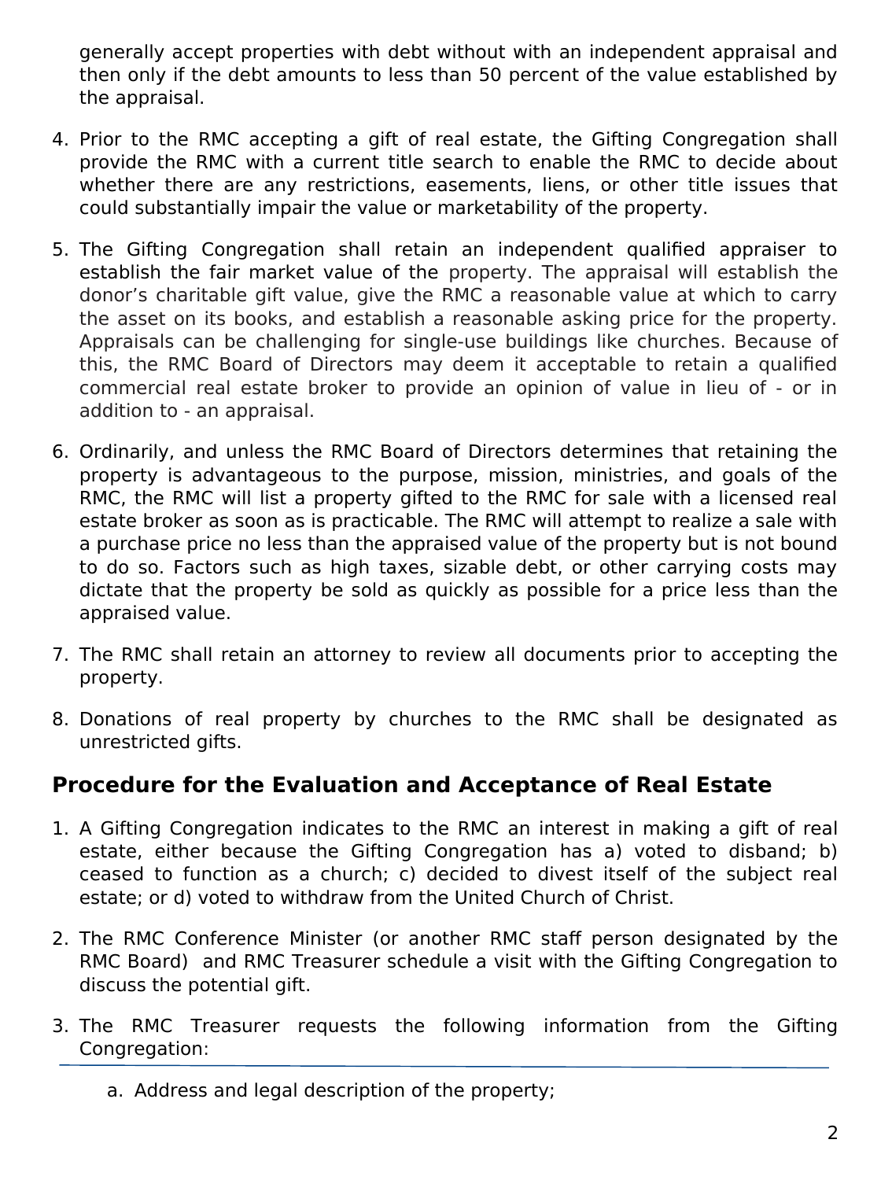generally accept properties with debt without with an independent appraisal and then only if the debt amounts to less than 50 percent of the value established by the appraisal.

4. Prior to the RMC accepting a gift of real estate, the Gifting Congregation shall provide the RMC with a current title search to enable the RMC to decide about whether there are any restrictions, easements, liens, or other title issues that could substantially impair the value or marketability of the property.

5. The Gifting Congregation shall retain an independent qualified appraiser to establish the fair market value of the property. The appraisal will establish the donor's charitable gift value, give the RMC a reasonable value at which to carry the asset on its books, and establish a reasonable asking price for the property. Appraisals can be challenging for single-use buildings like churches. Because of this, the RMC Board of Directors may deem it acceptable to retain a qualified commercial real estate broker to provide an opinion of value in lieu of - or in addition to - an appraisal.

6. Ordinarily, and unless the RMC Board of Directors determines that retaining the property is advantageous to the purpose, mission, ministries, and goals of the RMC, the RMC will list a property gifted to the RMC for sale with a licensed real estate broker as soon as is practicable. The RMC will attempt to realize a sale with a purchase price no less than the appraised value of the property but is not bound to do so. Factors such as high taxes, sizable debt, or other carrying costs may dictate that the property be sold as quickly as possible for a price less than the appraised value.

7. The RMC shall retain an attorney to review all documents prior to accepting the property.

8. Donations of real property by churches to the RMC shall be designated as unrestricted gifts.

## Procedure for the Evaluation and Acceptance of Real Estate

1. A Gifting Congregation indicates to the RMC an interest in making a gift of real estate, either because the Gifting Congregation has a) voted to disband; b) ceased to function as a church; c) decided to divest itself of the subject real estate; or d) voted to withdraw from the United Church of Christ.

2. The RMC Conference Minister (or another RMC staff person designated by the RMC Board) and RMC Treasurer schedule a visit with the Gifting Congregation to discuss the potential gift.

3. The RMC Treasurer requests the following information from the Gifting Congregation:

   a. Address and legal description of the property;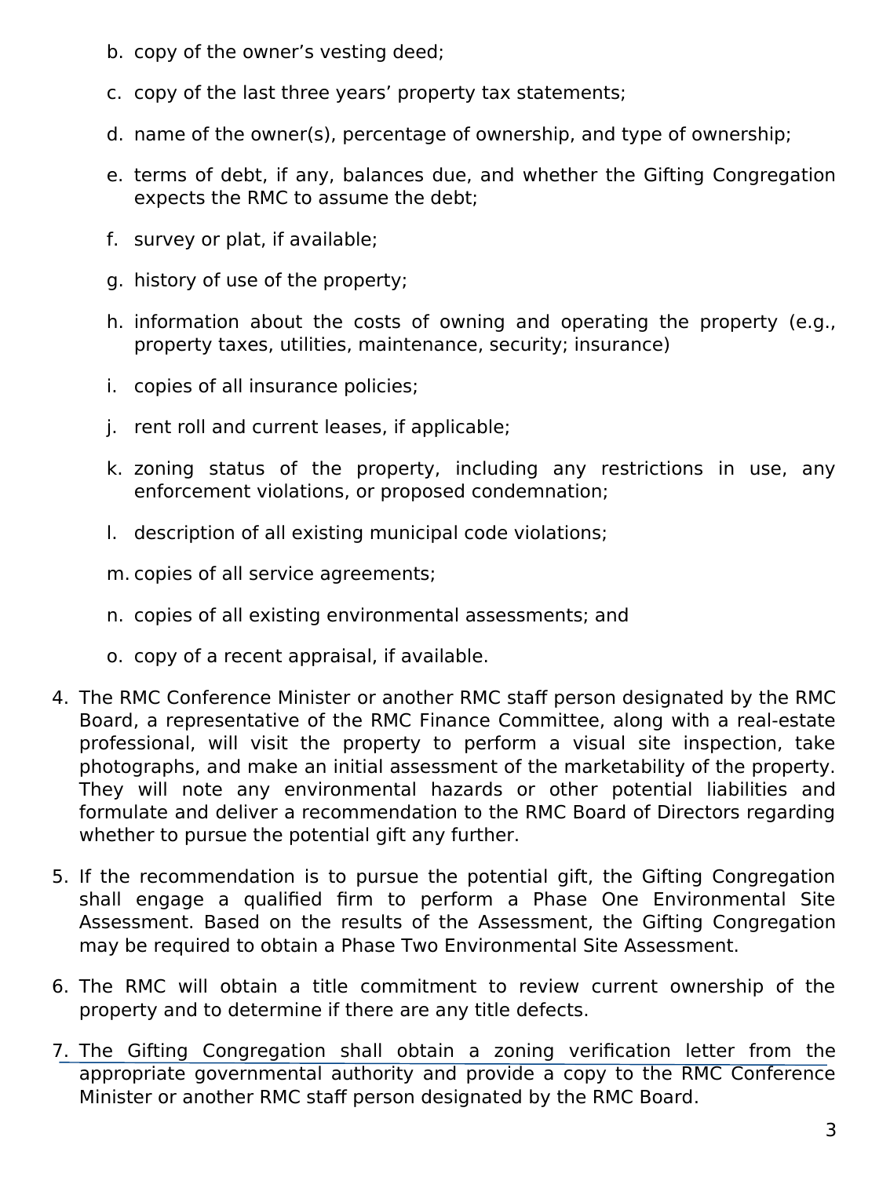b. copy of the owner's vesting deed;

   c. copy of the last three years' property tax statements;

   d. name of the owner(s), percentage of ownership, and type of ownership;

   e. terms of debt, if any, balances due, and whether the Gifting Congregation expects the RMC to assume the debt;

   f. survey or plat, if available;

   g. history of use of the property;

   h. information about the costs of owning and operating the property (e.g., property taxes, utilities, maintenance, security; insurance)

   i. copies of all insurance policies;

   j. rent roll and current leases, if applicable;

   k. zoning status of the property, including any restrictions in use, any enforcement violations, or proposed condemnation;

   l. description of all existing municipal code violations;

   m. copies of all service agreements;

   n. copies of all existing environmental assessments; and

   o. copy of a recent appraisal, if available.

4. The RMC Conference Minister or another RMC staff person designated by the RMC Board, a representative of the RMC Finance Committee, along with a real-estate professional, will visit the property to perform a visual site inspection, take photographs, and make an initial assessment of the marketability of the property. They will note any environmental hazards or other potential liabilities and formulate and deliver a recommendation to the RMC Board of Directors regarding whether to pursue the potential gift any further.

5. If the recommendation is to pursue the potential gift, the Gifting Congregation shall engage a qualified firm to perform a Phase One Environmental Site Assessment. Based on the results of the Assessment, the Gifting Congregation may be required to obtain a Phase Two Environmental Site Assessment.

6. The RMC will obtain a title commitment to review current ownership of the property and to determine if there are any title defects.

7. The Gifting Congregation shall obtain a zoning verification letter from the appropriate governmental authority and provide a copy to the RMC Conference Minister or another RMC staff person designated by the RMC Board.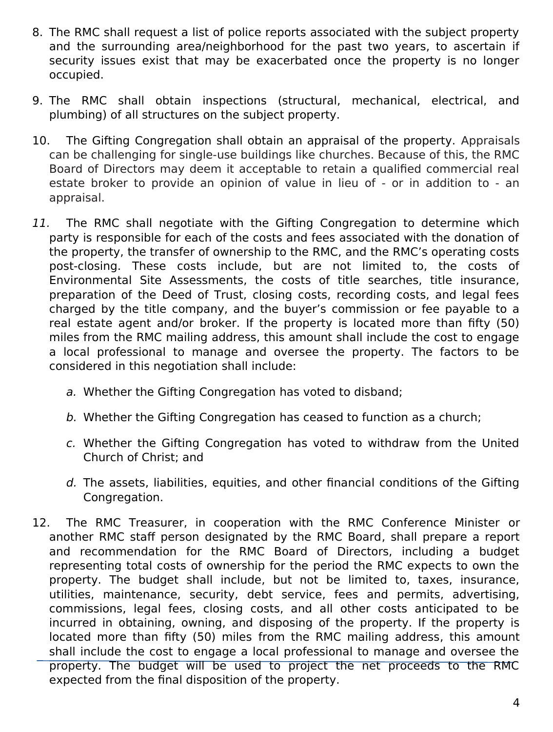8. The RMC shall request a list of police reports associated with the subject property and the surrounding area/neighborhood for the past two years, to ascertain if security issues exist that may be exacerbated once the property is no longer occupied.

9. The RMC shall obtain inspections (structural, mechanical, electrical, and plumbing) of all structures on the subject property.

10. The Gifting Congregation shall obtain an appraisal of the property. Appraisals can be challenging for single-use buildings like churches. Because of this, the RMC Board of Directors may deem it acceptable to retain a qualified commercial real estate broker to provide an opinion of value in lieu of - or in addition to - an appraisal.

*11.* The RMC shall negotiate with the Gifting Congregation to determine which party is responsible for each of the costs and fees associated with the donation of the property, the transfer of ownership to the RMC, and the RMC's operating costs post-closing. These costs include, but are not limited to, the costs of Environmental Site Assessments, the costs of title searches, title insurance, preparation of the Deed of Trust, closing costs, recording costs, and legal fees charged by the title company, and the buyer's commission or fee payable to a real estate agent and/or broker. If the property is located more than fifty (50) miles from the RMC mailing address, this amount shall include the cost to engage a local professional to manage and oversee the property. The factors to be considered in this negotiation shall include:

    *a.* Whether the Gifting Congregation has voted to disband;

    *b.* Whether the Gifting Congregation has ceased to function as a church;

    *c.* Whether the Gifting Congregation has voted to withdraw from the United Church of Christ; and

    *d.* The assets, liabilities, equities, and other financial conditions of the Gifting Congregation.

12. The RMC Treasurer, in cooperation with the RMC Conference Minister or another RMC staff person designated by the RMC Board, shall prepare a report and recommendation for the RMC Board of Directors, including a budget representing total costs of ownership for the period the RMC expects to own the property. The budget shall include, but not be limited to, taxes, insurance, utilities, maintenance, security, debt service, fees and permits, advertising, commissions, legal fees, closing costs, and all other costs anticipated to be incurred in obtaining, owning, and disposing of the property. If the property is located more than fifty (50) miles from the RMC mailing address, this amount shall include the cost to engage a local professional to manage and oversee the property. The budget will be used to project the net proceeds to the RMC expected from the final disposition of the property.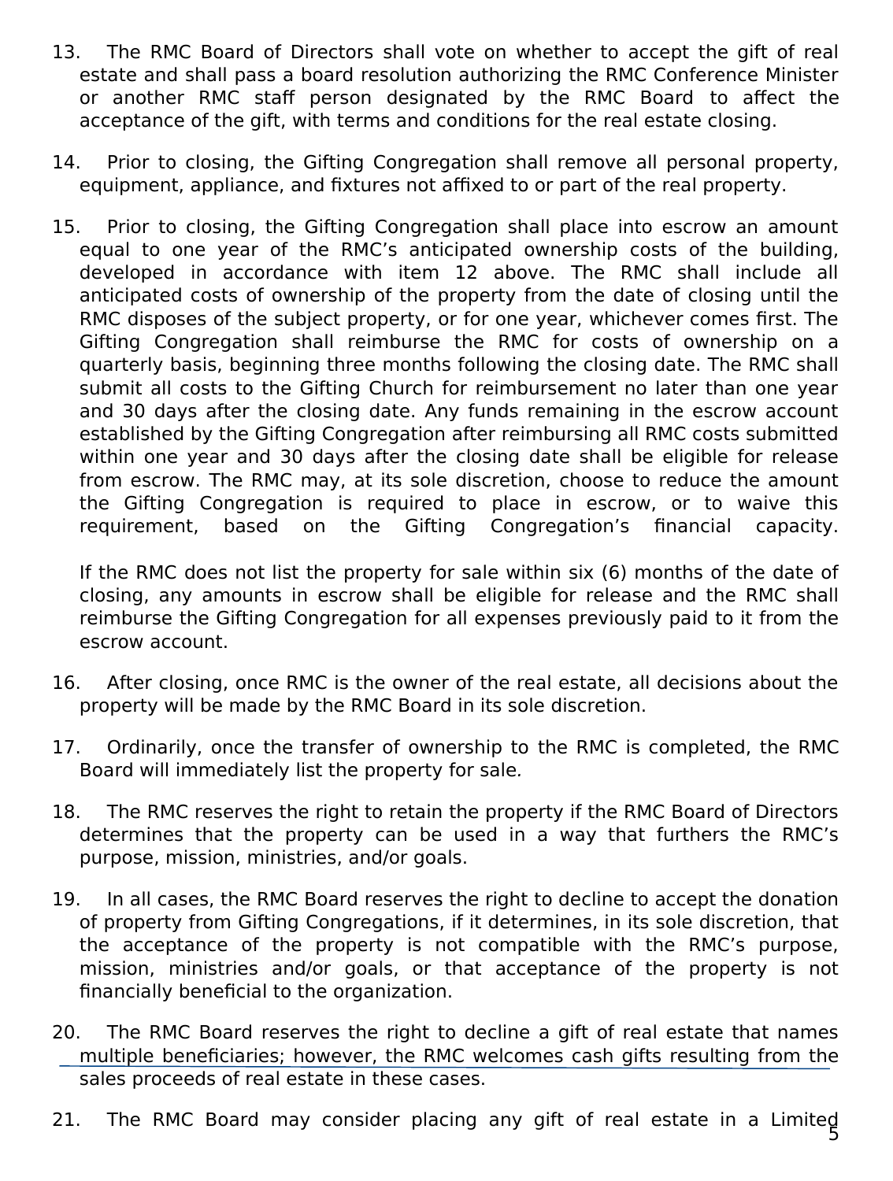13. The RMC Board of Directors shall vote on whether to accept the gift of real estate and shall pass a board resolution authorizing the RMC Conference Minister or another RMC staff person designated by the RMC Board to affect the acceptance of the gift, with terms and conditions for the real estate closing.

14. Prior to closing, the Gifting Congregation shall remove all personal property, equipment, appliance, and fixtures not affixed to or part of the real property.

15. Prior to closing, the Gifting Congregation shall place into escrow an amount equal to one year of the RMC's anticipated ownership costs of the building, developed in accordance with item 12 above. The RMC shall include all anticipated costs of ownership of the property from the date of closing until the RMC disposes of the subject property, or for one year, whichever comes first. The Gifting Congregation shall reimburse the RMC for costs of ownership on a quarterly basis, beginning three months following the closing date. The RMC shall submit all costs to the Gifting Church for reimbursement no later than one year and 30 days after the closing date. Any funds remaining in the escrow account established by the Gifting Congregation after reimbursing all RMC costs submitted within one year and 30 days after the closing date shall be eligible for release from escrow. The RMC may, at its sole discretion, choose to reduce the amount the Gifting Congregation is required to place in escrow, or to waive this requirement, based on the Gifting Congregation's financial capacity.

    If the RMC does not list the property for sale within six (6) months of the date of closing, any amounts in escrow shall be eligible for release and the RMC shall reimburse the Gifting Congregation for all expenses previously paid to it from the escrow account.

16. After closing, once RMC is the owner of the real estate, all decisions about the property will be made by the RMC Board in its sole discretion.

17. Ordinarily, once the transfer of ownership to the RMC is completed, the RMC Board will immediately list the property for sale.

18. The RMC reserves the right to retain the property if the RMC Board of Directors determines that the property can be used in a way that furthers the RMC's purpose, mission, ministries, and/or goals.

19. In all cases, the RMC Board reserves the right to decline to accept the donation of property from Gifting Congregations, if it determines, in its sole discretion, that the acceptance of the property is not compatible with the RMC's purpose, mission, ministries and/or goals, or that acceptance of the property is not financially beneficial to the organization.

20. The RMC Board reserves the right to decline a gift of real estate that names multiple beneficiaries; however, the RMC welcomes cash gifts resulting from the sales proceeds of real estate in these cases.

21. The RMC Board may consider placing any gift of real estate in a Limited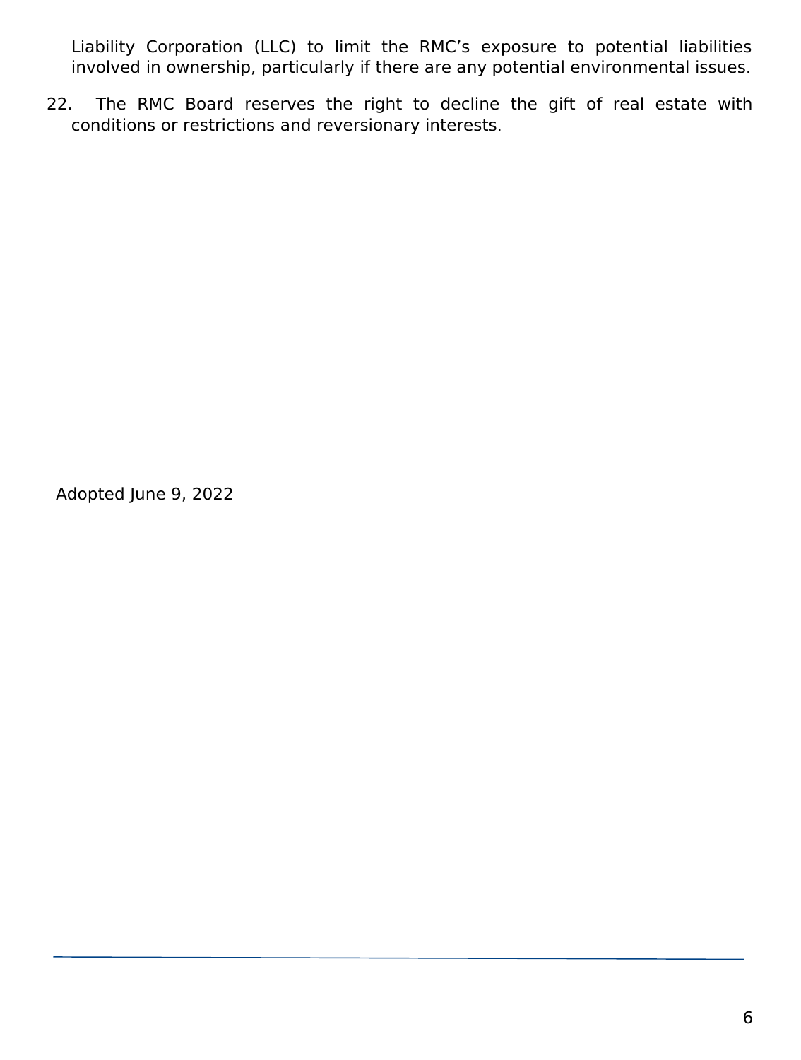Liability Corporation (LLC) to limit the RMC's exposure to potential liabilities involved in ownership, particularly if there are any potential environmental issues.

22. The RMC Board reserves the right to decline the gift of real estate with conditions or restrictions and reversionary interests.

Adopted June 9, 2022